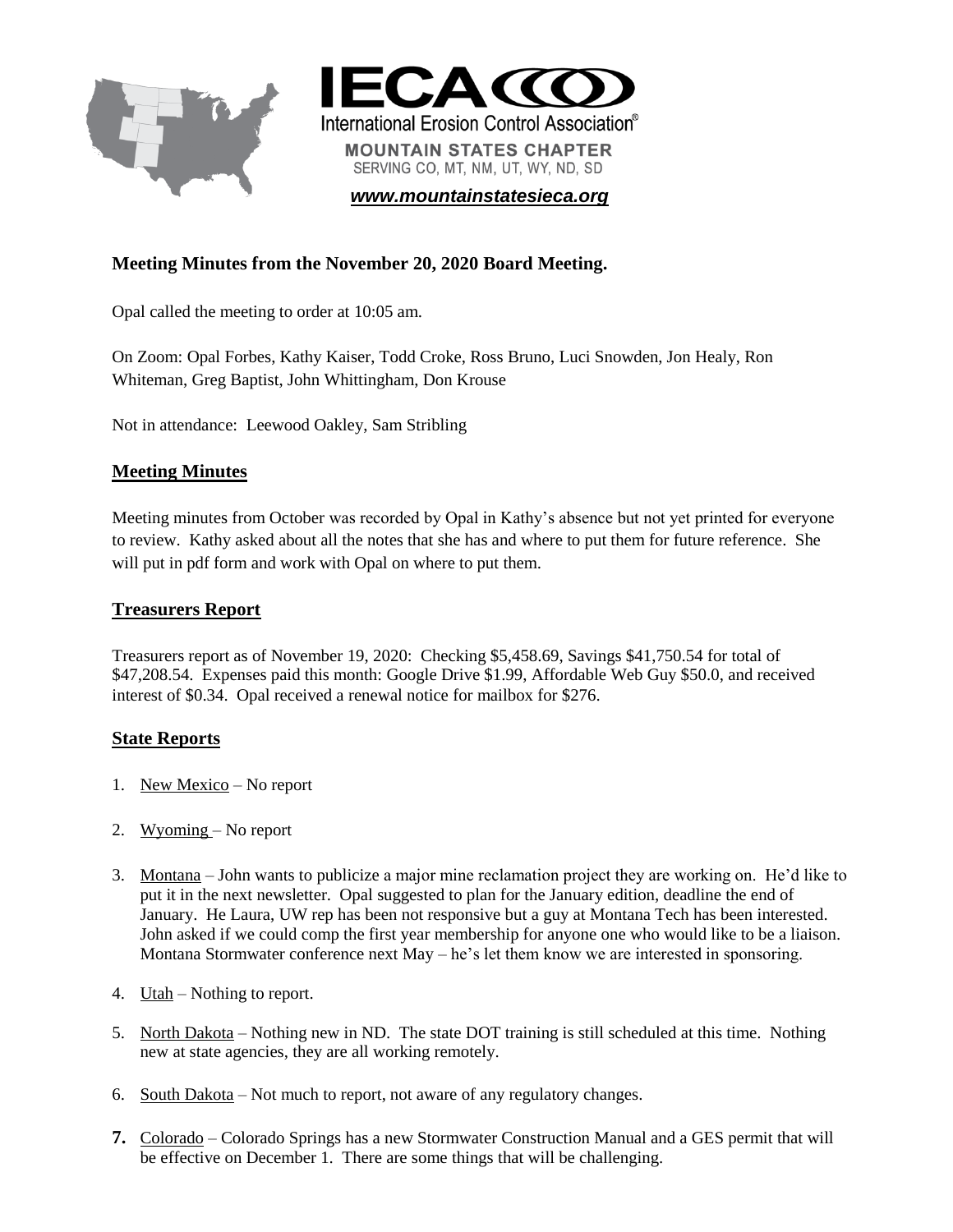IECA

International Erosion Control Association®

MOUNTAIN STATES CHAPTER

SERVING CO, MT, NM, UT, WY, ND, SD

***www.mountainstatesieca.org***

## Meeting Minutes from the November 20, 2020 Board Meeting.

Opal called the meeting to order at 10:05 am.

On Zoom: Opal Forbes, Kathy Kaiser, Todd Croke, Ross Bruno, Luci Snowden, Jon Healy, Ron Whiteman, Greg Baptist, John Whittingham, Don Krouse

Not in attendance: Leewood Oakley, Sam Stribling

## Meeting Minutes

Meeting minutes from October was recorded by Opal in Kathy's absence but not yet printed for everyone to review. Kathy asked about all the notes that she has and where to put them for future reference. She will put in pdf form and work with Opal on where to put them.

## Treasurers Report

Treasurers report as of November 19, 2020: Checking $5,458.69, Savings $41,750.54 for total of $47,208.54. Expenses paid this month: Google Drive $1.99, Affordable Web Guy $50.0, and received interest of $0.34. Opal received a renewal notice for mailbox for $276.

## State Reports

1. New Mexico – No report
2. Wyoming – No report
3. Montana – John wants to publicize a major mine reclamation project they are working on. He'd like to put it in the next newsletter. Opal suggested to plan for the January edition, deadline the end of January. He Laura, UW rep has been not responsive but a guy at Montana Tech has been interested. John asked if we could comp the first year membership for anyone one who would like to be a liaison. Montana Stormwater conference next May – he's let them know we are interested in sponsoring.
4. Utah – Nothing to report.
5. North Dakota – Nothing new in ND. The state DOT training is still scheduled at this time. Nothing new at state agencies, they are all working remotely.
6. South Dakota – Not much to report, not aware of any regulatory changes.
7. Colorado – Colorado Springs has a new Stormwater Construction Manual and a GES permit that will be effective on December 1. There are some things that will be challenging.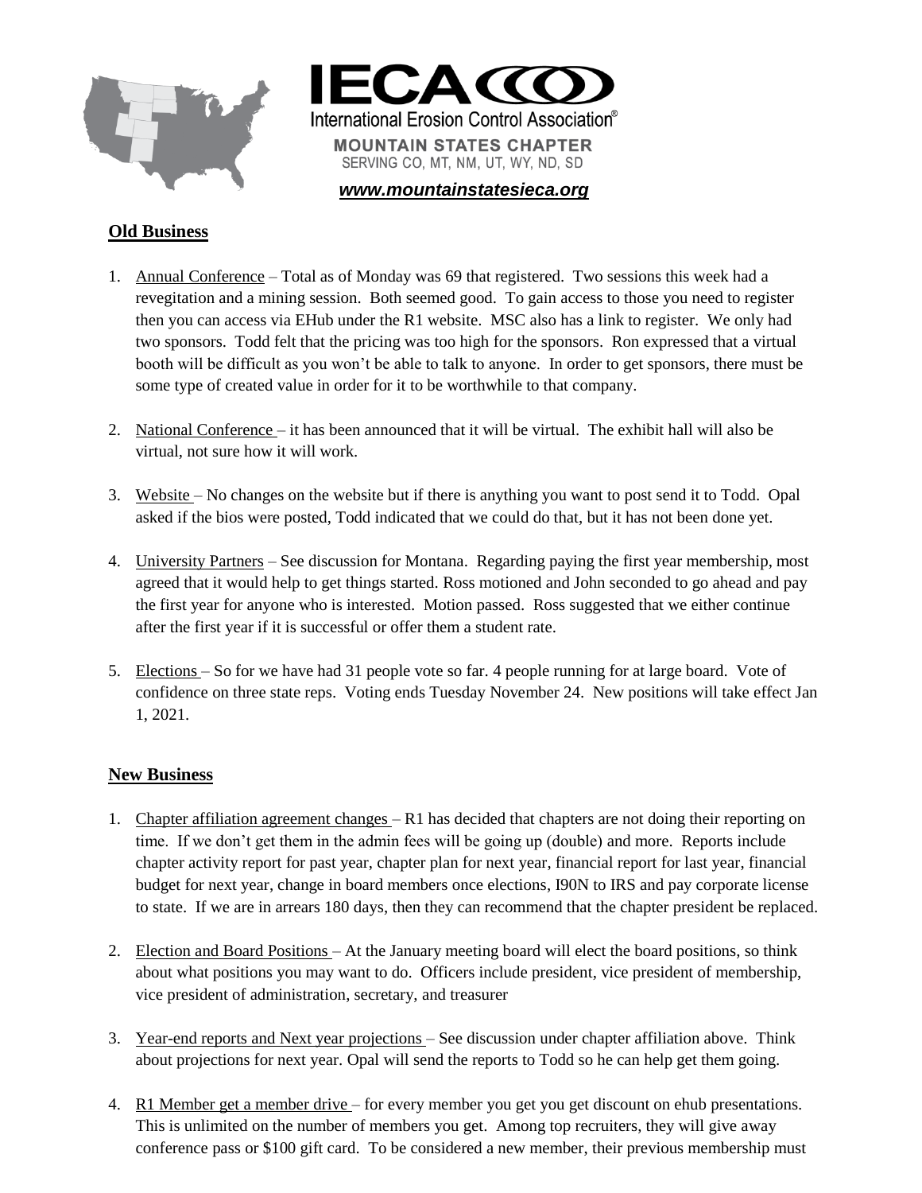IECA International Erosion Control Association®

MOUNTAIN STATES CHAPTER
SERVING CO, MT, NM, UT, WY, ND, SD

***www.mountainstatesieca.org***

## Old Business

1. Annual Conference – Total as of Monday was 69 that registered. Two sessions this week had a revegitation and a mining session. Both seemed good. To gain access to those you need to register then you can access via EHub under the R1 website. MSC also has a link to register. We only had two sponsors. Todd felt that the pricing was too high for the sponsors. Ron expressed that a virtual booth will be difficult as you won't be able to talk to anyone. In order to get sponsors, there must be some type of created value in order for it to be worthwhile to that company.

2. National Conference – it has been announced that it will be virtual. The exhibit hall will also be virtual, not sure how it will work.

3. Website – No changes on the website but if there is anything you want to post send it to Todd. Opal asked if the bios were posted, Todd indicated that we could do that, but it has not been done yet.

4. University Partners – See discussion for Montana. Regarding paying the first year membership, most agreed that it would help to get things started. Ross motioned and John seconded to go ahead and pay the first year for anyone who is interested. Motion passed. Ross suggested that we either continue after the first year if it is successful or offer them a student rate.

5. Elections – So for we have had 31 people vote so far. 4 people running for at large board. Vote of confidence on three state reps. Voting ends Tuesday November 24. New positions will take effect Jan 1, 2021.

## New Business

1. Chapter affiliation agreement changes – R1 has decided that chapters are not doing their reporting on time. If we don't get them in the admin fees will be going up (double) and more. Reports include chapter activity report for past year, chapter plan for next year, financial report for last year, financial budget for next year, change in board members once elections, I90N to IRS and pay corporate license to state. If we are in arrears 180 days, then they can recommend that the chapter president be replaced.

2. Election and Board Positions – At the January meeting board will elect the board positions, so think about what positions you may want to do. Officers include president, vice president of membership, vice president of administration, secretary, and treasurer

3. Year-end reports and Next year projections – See discussion under chapter affiliation above. Think about projections for next year. Opal will send the reports to Todd so he can help get them going.

4. R1 Member get a member drive – for every member you get you get discount on ehub presentations. This is unlimited on the number of members you get. Among top recruiters, they will give away conference pass or $100 gift card. To be considered a new member, their previous membership must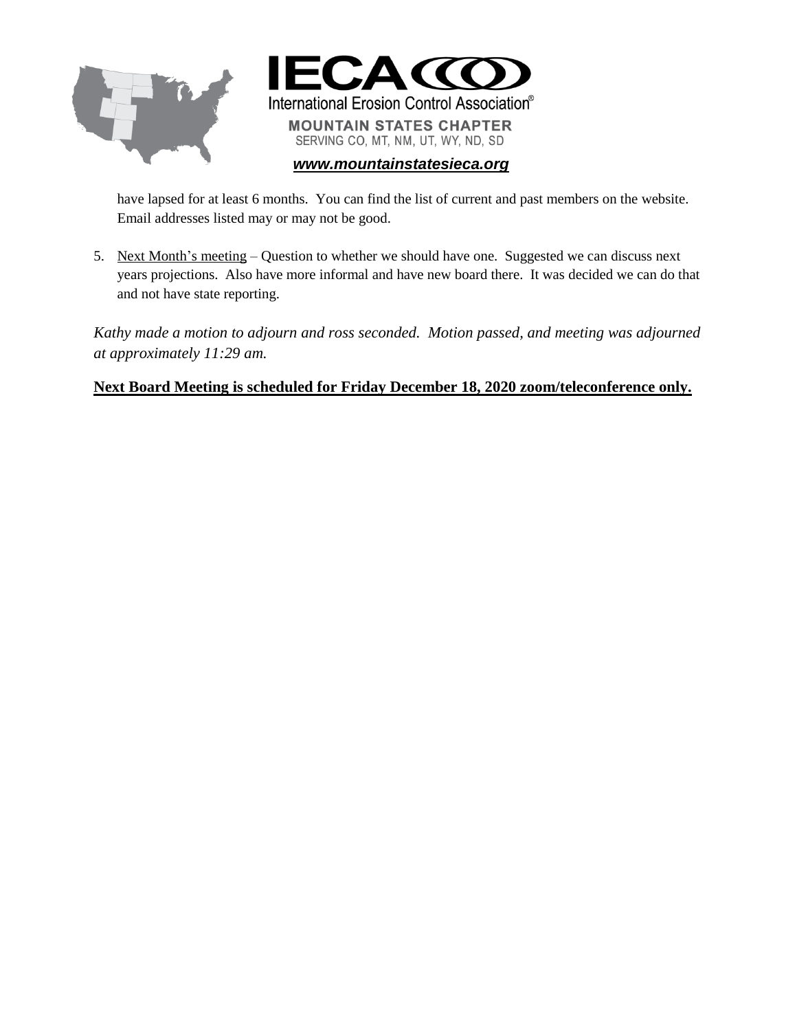have lapsed for at least 6 months. You can find the list of current and past members on the website. Email addresses listed may or may not be good.

5. <u>Next Month's meeting</u> – Question to whether we should have one. Suggested we can discuss next years projections. Also have more informal and have new board there. It was decided we can do that and not have state reporting.

*Kathy made a motion to adjourn and ross seconded. Motion passed, and meeting was adjourned at approximately 11:29 am.*

**<u>Next Board Meeting is scheduled for Friday December 18, 2020 zoom/teleconference only.</u>**